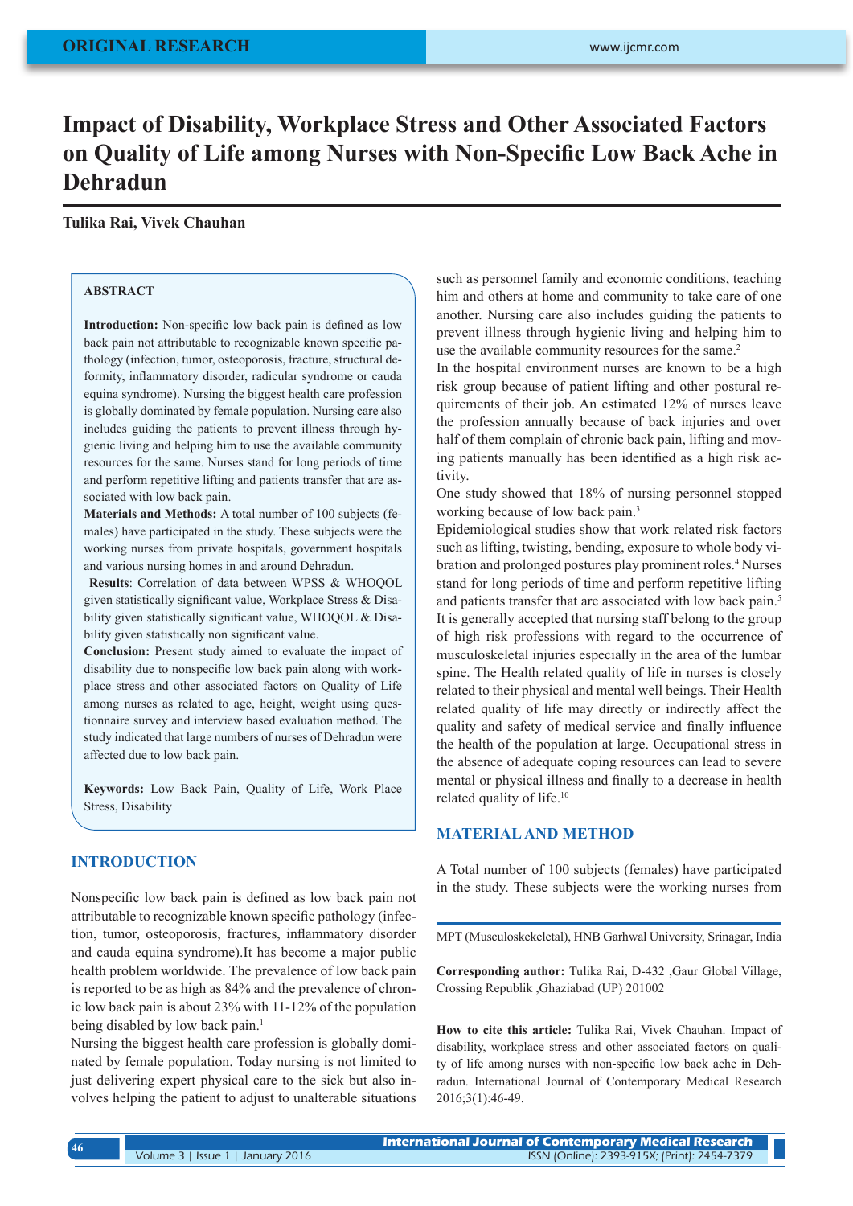ORIGINAL RESEARCH

# Impact of Disability, Workplace Stress and Other Associated Factors on Quality of Life among Nurses with Non-Specific Low Back Ache in Dehradun

**Tulika Rai, Vivek Chauhan**

## ABSTRACT

**Introduction:** Non-specific low back pain is defined as low back pain not attributable to recognizable known specific pathology (infection, tumor, osteoporosis, fracture, structural deformity, inflammatory disorder, radicular syndrome or cauda equina syndrome). Nursing the biggest health care profession is globally dominated by female population. Nursing care also includes guiding the patients to prevent illness through hygienic living and helping him to use the available community resources for the same. Nurses stand for long periods of time and perform repetitive lifting and patients transfer that are associated with low back pain.

**Materials and Methods:** A total number of 100 subjects (females) have participated in the study. These subjects were the working nurses from private hospitals, government hospitals and various nursing homes in and around Dehradun.

**Results**: Correlation of data between WPSS & WHOQOL given statistically significant value, Workplace Stress & Disability given statistically significant value, WHOQOL & Disability given statistically non significant value.

**Conclusion:** Present study aimed to evaluate the impact of disability due to nonspecific low back pain along with workplace stress and other associated factors on Quality of Life among nurses as related to age, height, weight using questionnaire survey and interview based evaluation method. The study indicated that large numbers of nurses of Dehradun were affected due to low back pain.

**Keywords:** Low Back Pain, Quality of Life, Work Place Stress, Disability

## INTRODUCTION

Nonspecific low back pain is defined as low back pain not attributable to recognizable known specific pathology (infection, tumor, osteoporosis, fractures, inflammatory disorder and cauda equina syndrome).It has become a major public health problem worldwide. The prevalence of low back pain is reported to be as high as 84% and the prevalence of chronic low back pain is about 23% with 11-12% of the population being disabled by low back pain.[1]

Nursing the biggest health care profession is globally dominated by female population. Today nursing is not limited to just delivering expert physical care to the sick but also involves helping the patient to adjust to unalterable situations such as personnel family and economic conditions, teaching him and others at home and community to take care of one another. Nursing care also includes guiding the patients to prevent illness through hygienic living and helping him to use the available community resources for the same.[2]

In the hospital environment nurses are known to be a high risk group because of patient lifting and other postural requirements of their job. An estimated 12% of nurses leave the profession annually because of back injuries and over half of them complain of chronic back pain, lifting and moving patients manually has been identified as a high risk activity.

One study showed that 18% of nursing personnel stopped working because of low back pain.[3]

Epidemiological studies show that work related risk factors such as lifting, twisting, bending, exposure to whole body vibration and prolonged postures play prominent roles.[4] Nurses stand for long periods of time and perform repetitive lifting and patients transfer that are associated with low back pain.[5] It is generally accepted that nursing staff belong to the group of high risk professions with regard to the occurrence of musculoskeletal injuries especially in the area of the lumbar spine. The Health related quality of life in nurses is closely related to their physical and mental well beings. Their Health related quality of life may directly or indirectly affect the quality and safety of medical service and finally influence the health of the population at large. Occupational stress in the absence of adequate coping resources can lead to severe mental or physical illness and finally to a decrease in health related quality of life.[10]

## MATERIAL AND METHOD

A Total number of 100 subjects (females) have participated in the study. These subjects were the working nurses from

MPT (Musculoskekeletal), HNB Garhwal University, Srinagar, India

**Corresponding author:** Tulika Rai, D-432 ,Gaur Global Village, Crossing Republik ,Ghaziabad (UP) 201002

**How to cite this article:** Tulika Rai, Vivek Chauhan. Impact of disability, workplace stress and other associated factors on quality of life among nurses with non-specific low back ache in Dehradun. International Journal of Contemporary Medical Research 2016;3(1):46-49.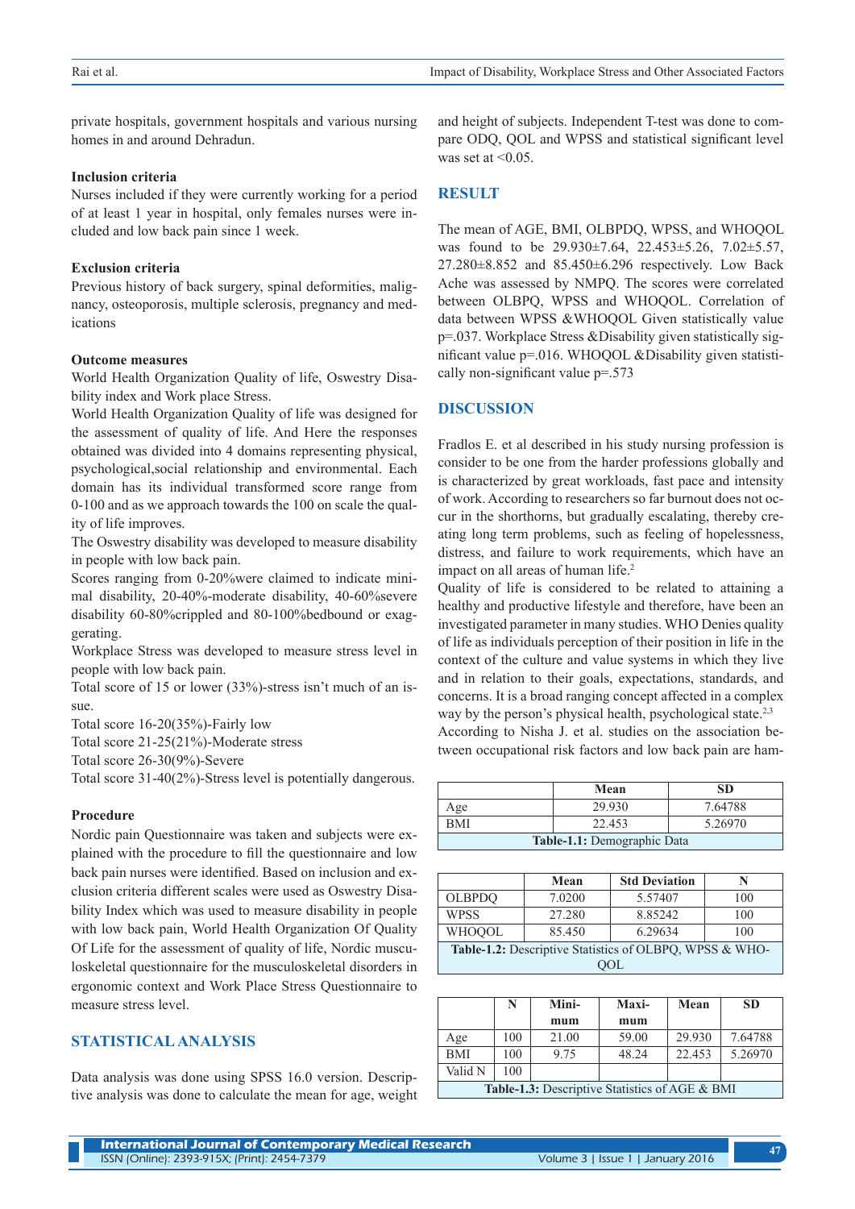private hospitals, government hospitals and various nursing homes in and around Dehradun.

### Inclusion criteria

Nurses included if they were currently working for a period of at least 1 year in hospital, only females nurses were included and low back pain since 1 week.

### Exclusion criteria

Previous history of back surgery, spinal deformities, malignancy, osteoporosis, multiple sclerosis, pregnancy and medications

### Outcome measures

World Health Organization Quality of life, Oswestry Disability index and Work place Stress.

World Health Organization Quality of life was designed for the assessment of quality of life. And Here the responses obtained was divided into 4 domains representing physical, psychological,social relationship and environmental. Each domain has its individual transformed score range from 0-100 and as we approach towards the 100 on scale the quality of life improves.

The Oswestry disability was developed to measure disability in people with low back pain.

Scores ranging from 0-20%were claimed to indicate minimal disability, 20-40%-moderate disability, 40-60%severe disability 60-80%crippled and 80-100%bedbound or exaggerating.

Workplace Stress was developed to measure stress level in people with low back pain.

Total score of 15 or lower (33%)-stress isn't much of an issue.

Total score 16-20(35%)-Fairly low

Total score 21-25(21%)-Moderate stress

Total score 26-30(9%)-Severe

Total score 31-40(2%)-Stress level is potentially dangerous.

### Procedure

Nordic pain Questionnaire was taken and subjects were explained with the procedure to fill the questionnaire and low back pain nurses were identified. Based on inclusion and exclusion criteria different scales were used as Oswestry Disability Index which was used to measure disability in people with low back pain, World Health Organization Of Quality Of Life for the assessment of quality of life, Nordic musculoskeletal questionnaire for the musculoskeletal disorders in ergonomic context and Work Place Stress Questionnaire to measure stress level.

## STATISTICAL ANALYSIS

Data analysis was done using SPSS 16.0 version. Descriptive analysis was done to calculate the mean for age, weight and height of subjects. Independent T-test was done to compare ODQ, QOL and WPSS and statistical significant level was set at <0.05.

## RESULT

The mean of AGE, BMI, OLBPDQ, WPSS, and WHOQOL was found to be 29.930±7.64, 22.453±5.26, 7.02±5.57, 27.280±8.852 and 85.450±6.296 respectively. Low Back Ache was assessed by NMPQ. The scores were correlated between OLBPQ, WPSS and WHOQOL. Correlation of data between WPSS &WHOQOL Given statistically value p=.037. Workplace Stress &Disability given statistically significant value p=.016. WHOQOL &Disability given statistically non-significant value p=.573

## DISCUSSION

Fradlos E. et al described in his study nursing profession is consider to be one from the harder professions globally and is characterized by great workloads, fast pace and intensity of work. According to researchers so far burnout does not occur in the shorthorns, but gradually escalating, thereby creating long term problems, such as feeling of hopelessness, distress, and failure to work requirements, which have an impact on all areas of human life.[2]

Quality of life is considered to be related to attaining a healthy and productive lifestyle and therefore, have been an investigated parameter in many studies. WHO Denies quality of life as individuals perception of their position in life in the context of the culture and value systems in which they live and in relation to their goals, expectations, standards, and concerns. It is a broad ranging concept affected in a complex way by the person's physical health, psychological state.[2,3]

According to Nisha J. et al. studies on the association between occupational risk factors and low back pain are ham-

| | Mean | SD |
|---|---|---|
| Age | 29.930 | 7.64788 |
| BMI | 22.453 | 5.26970 |

**Table-1.1:** Demographic Data

| | Mean | Std Deviation | N |
|---|---|---|---|
| OLBPDQ | 7.0200 | 5.57407 | 100 |
| WPSS | 27.280 | 8.85242 | 100 |
| WHOQOL | 85.450 | 6.29634 | 100 |

**Table-1.2:** Descriptive Statistics of OLBPQ, WPSS & WHOQOL

| | N | Minimum | Maximum | Mean | SD |
|---|---|---|---|---|---|
| Age | 100 | 21.00 | 59.00 | 29.930 | 7.64788 |
| BMI | 100 | 9.75 | 48.24 | 22.453 | 5.26970 |
| Valid N | 100 | | | | |

**Table-1.3:** Descriptive Statistics of AGE & BMI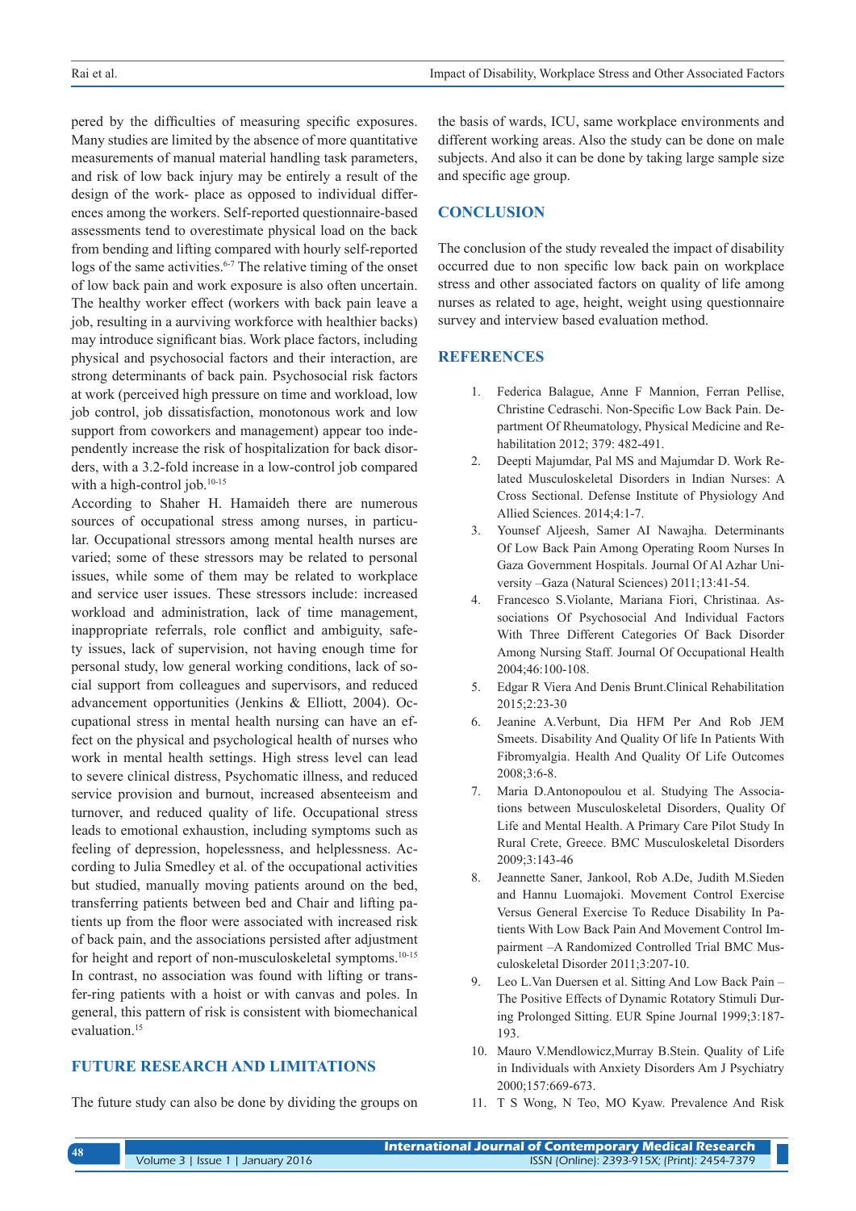pered by the difficulties of measuring specific exposures. Many studies are limited by the absence of more quantitative measurements of manual material handling task parameters, and risk of low back injury may be entirely a result of the design of the work- place as opposed to individual differences among the workers. Self-reported questionnaire-based assessments tend to overestimate physical load on the back from bending and lifting compared with hourly self-reported logs of the same activities.[6-7] The relative timing of the onset of low back pain and work exposure is also often uncertain. The healthy worker effect (workers with back pain leave a job, resulting in a aurviving workforce with healthier backs) may introduce significant bias. Work place factors, including physical and psychosocial factors and their interaction, are strong determinants of back pain. Psychosocial risk factors at work (perceived high pressure on time and workload, low job control, job dissatisfaction, monotonous work and low support from coworkers and management) appear too independently increase the risk of hospitalization for back disorders, with a 3.2-fold increase in a low-control job compared with a high-control job.[10-15]

According to Shaher H. Hamaideh there are numerous sources of occupational stress among nurses, in particular. Occupational stressors among mental health nurses are varied; some of these stressors may be related to personal issues, while some of them may be related to workplace and service user issues. These stressors include: increased workload and administration, lack of time management, inappropriate referrals, role conflict and ambiguity, safety issues, lack of supervision, not having enough time for personal study, low general working conditions, lack of social support from colleagues and supervisors, and reduced advancement opportunities (Jenkins & Elliott, 2004). Occupational stress in mental health nursing can have an effect on the physical and psychological health of nurses who work in mental health settings. High stress level can lead to severe clinical distress, Psychomatic illness, and reduced service provision and burnout, increased absenteeism and turnover, and reduced quality of life. Occupational stress leads to emotional exhaustion, including symptoms such as feeling of depression, hopelessness, and helplessness. According to Julia Smedley et al. of the occupational activities but studied, manually moving patients around on the bed, transferring patients between bed and Chair and lifting patients up from the floor were associated with increased risk of back pain, and the associations persisted after adjustment for height and report of non-musculoskeletal symptoms.[10-15] In contrast, no association was found with lifting or transfer-ring patients with a hoist or with canvas and poles. In general, this pattern of risk is consistent with biomechanical evaluation.[15]

## FUTURE RESEARCH AND LIMITATIONS

The future study can also be done by dividing the groups on the basis of wards, ICU, same workplace environments and different working areas. Also the study can be done on male subjects. And also it can be done by taking large sample size and specific age group.

## CONCLUSION

The conclusion of the study revealed the impact of disability occurred due to non specific low back pain on workplace stress and other associated factors on quality of life among nurses as related to age, height, weight using questionnaire survey and interview based evaluation method.

## REFERENCES

1. Federica Balague, Anne F Mannion, Ferran Pellise, Christine Cedraschi. Non-Specific Low Back Pain. Department Of Rheumatology, Physical Medicine and Rehabilitation 2012; 379: 482-491.
2. Deepti Majumdar, Pal MS and Majumdar D. Work Related Musculoskeletal Disorders in Indian Nurses: A Cross Sectional. Defense Institute of Physiology And Allied Sciences. 2014;4:1-7.
3. Younsef Aljeesh, Samer AI Nawajha. Determinants Of Low Back Pain Among Operating Room Nurses In Gaza Government Hospitals. Journal Of Al Azhar University –Gaza (Natural Sciences) 2011;13:41-54.
4. Francesco S.Violante, Mariana Fiori, Christinaa. Associations Of Psychosocial And Individual Factors With Three Different Categories Of Back Disorder Among Nursing Staff. Journal Of Occupational Health 2004;46:100-108.
5. Edgar R Viera And Denis Brunt.Clinical Rehabilitation 2015;2:23-30
6. Jeanine A.Verbunt, Dia HFM Per And Rob JEM Smeets. Disability And Quality Of life In Patients With Fibromyalgia. Health And Quality Of Life Outcomes 2008;3:6-8.
7. Maria D.Antonopoulou et al. Studying The Associations between Musculoskeletal Disorders, Quality Of Life and Mental Health. A Primary Care Pilot Study In Rural Crete, Greece. BMC Musculoskeletal Disorders 2009;3:143-46
8. Jeannette Saner, Jankool, Rob A.De, Judith M.Sieden and Hannu Luomajoki. Movement Control Exercise Versus General Exercise To Reduce Disability In Patients With Low Back Pain And Movement Control Impairment –A Randomized Controlled Trial BMC Musculoskeletal Disorder 2011;3:207-10.
9. Leo L.Van Duersen et al. Sitting And Low Back Pain – The Positive Effects of Dynamic Rotatory Stimuli During Prolonged Sitting. EUR Spine Journal 1999;3:187-193.
10. Mauro V.Mendlowicz,Murray B.Stein. Quality of Life in Individuals with Anxiety Disorders Am J Psychiatry 2000;157:669-673.
11. T S Wong, N Teo, MO Kyaw. Prevalence And Risk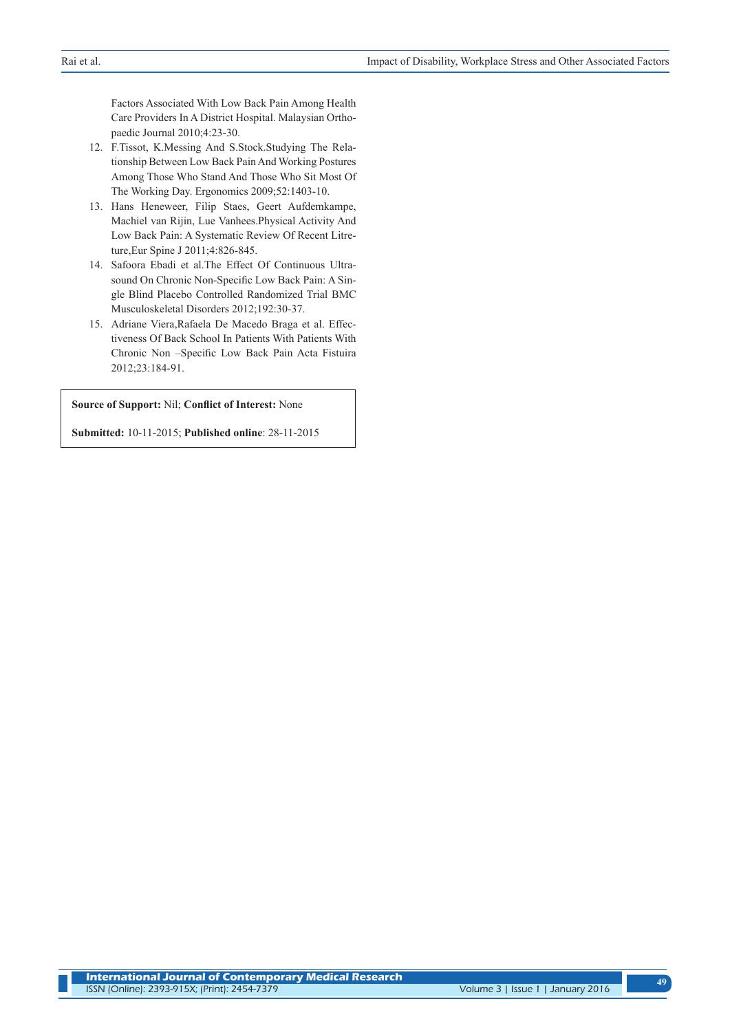Factors Associated With Low Back Pain Among Health Care Providers In A District Hospital. Malaysian Orthopaedic Journal 2010;4:23-30.

12. F.Tissot, K.Messing And S.Stock.Studying The Relationship Between Low Back Pain And Working Postures Among Those Who Stand And Those Who Sit Most Of The Working Day. Ergonomics 2009;52:1403-10.
13. Hans Heneweer, Filip Staes, Geert Aufdemkampe, Machiel van Rijin, Lue Vanhees.Physical Activity And Low Back Pain: A Systematic Review Of Recent Litreture,Eur Spine J 2011;4:826-845.
14. Safoora Ebadi et al.The Effect Of Continuous Ultrasound On Chronic Non-Specific Low Back Pain: A Single Blind Placebo Controlled Randomized Trial BMC Musculoskeletal Disorders 2012;192:30-37.
15. Adriane Viera,Rafaela De Macedo Braga et al. Effectiveness Of Back School In Patients With Patients With Chronic Non –Specific Low Back Pain Acta Fistuira 2012;23:184-91.

**Source of Support:** Nil; **Conflict of Interest:** None

**Submitted:** 10-11-2015; **Published online**: 28-11-2015